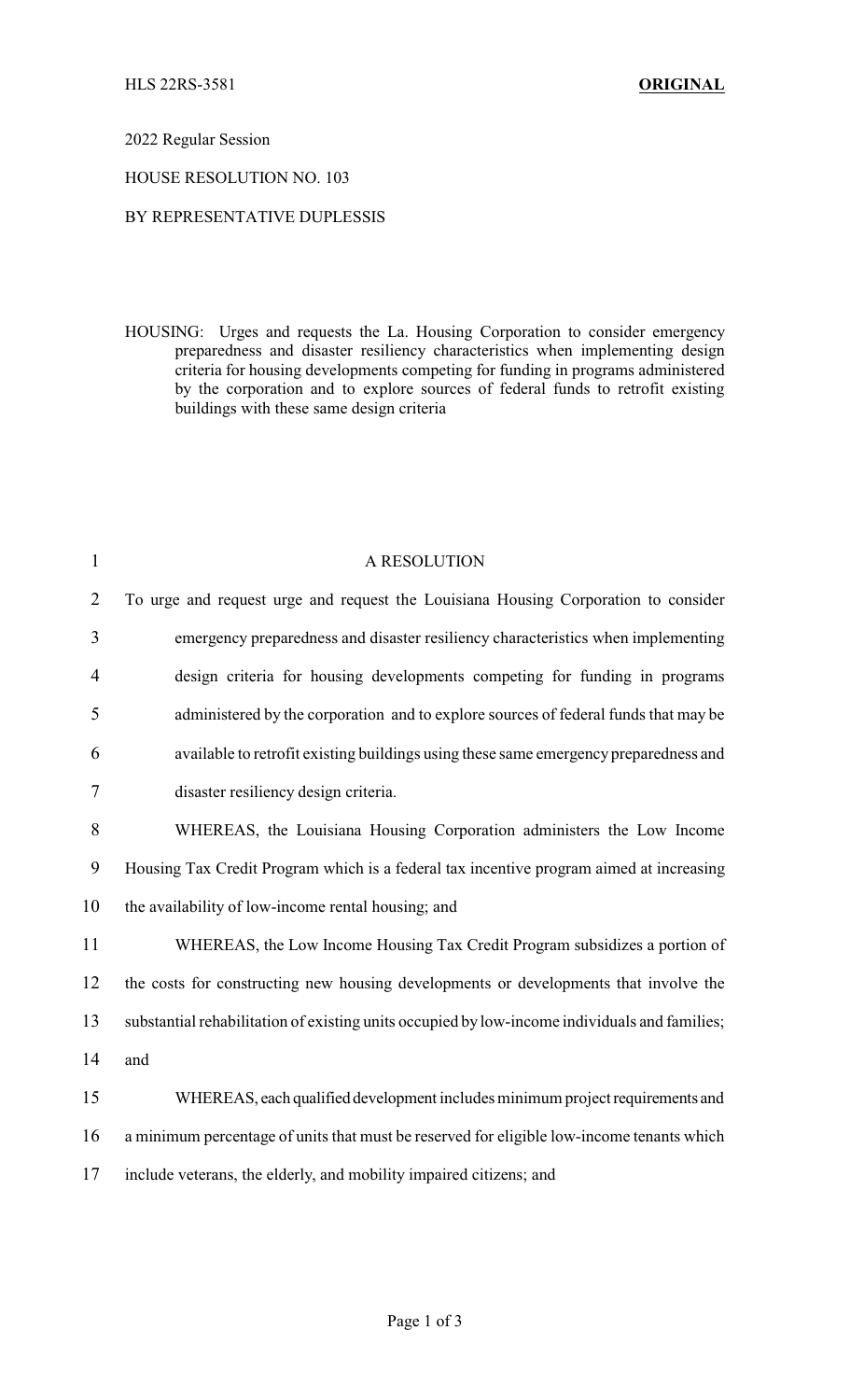HLS 22RS-3581 **ORIGINAL**

2022 Regular Session

HOUSE RESOLUTION NO. 103

BY REPRESENTATIVE DUPLESSIS

HOUSING: Urges and requests the La. Housing Corporation to consider emergency preparedness and disaster resiliency characteristics when implementing design criteria for housing developments competing for funding in programs administered by the corporation and to explore sources of federal funds to retrofit existing buildings with these same design criteria

A RESOLUTION

To urge and request urge and request the Louisiana Housing Corporation to consider emergency preparedness and disaster resiliency characteristics when implementing design criteria for housing developments competing for funding in programs administered by the corporation and to explore sources of federal funds that may be available to retrofit existing buildings using these same emergency preparedness and disaster resiliency design criteria.

WHEREAS, the Louisiana Housing Corporation administers the Low Income Housing Tax Credit Program which is a federal tax incentive program aimed at increasing the availability of low-income rental housing; and

WHEREAS, the Low Income Housing Tax Credit Program subsidizes a portion of the costs for constructing new housing developments or developments that involve the substantial rehabilitation of existing units occupied by low-income individuals and families; and

WHEREAS, each qualified development includes minimum project requirements and a minimum percentage of units that must be reserved for eligible low-income tenants which include veterans, the elderly, and mobility impaired citizens; and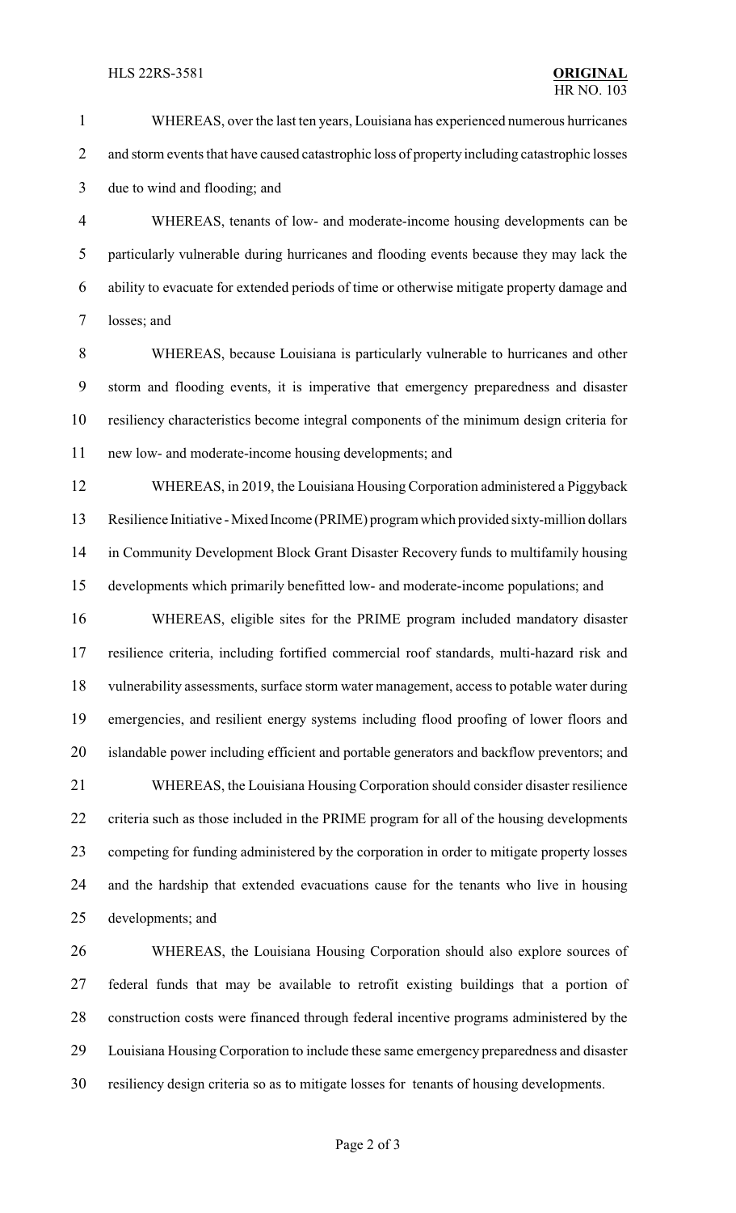WHEREAS, over the last ten years, Louisiana has experienced numerous hurricanes and storm events that have caused catastrophic loss of property including catastrophic losses due to wind and flooding; and

WHEREAS, tenants of low- and moderate-income housing developments can be particularly vulnerable during hurricanes and flooding events because they may lack the ability to evacuate for extended periods of time or otherwise mitigate property damage and losses; and

WHEREAS, because Louisiana is particularly vulnerable to hurricanes and other storm and flooding events, it is imperative that emergency preparedness and disaster resiliency characteristics become integral components of the minimum design criteria for new low- and moderate-income housing developments; and

WHEREAS, in 2019, the Louisiana Housing Corporation administered a Piggyback Resilience Initiative - Mixed Income (PRIME) program which provided sixty-million dollars in Community Development Block Grant Disaster Recovery funds to multifamily housing developments which primarily benefitted low- and moderate-income populations; and

WHEREAS, eligible sites for the PRIME program included mandatory disaster resilience criteria, including fortified commercial roof standards, multi-hazard risk and vulnerability assessments, surface storm water management, access to potable water during emergencies, and resilient energy systems including flood proofing of lower floors and islandable power including efficient and portable generators and backflow preventors; and

WHEREAS, the Louisiana Housing Corporation should consider disaster resilience criteria such as those included in the PRIME program for all of the housing developments competing for funding administered by the corporation in order to mitigate property losses and the hardship that extended evacuations cause for the tenants who live in housing developments; and

WHEREAS, the Louisiana Housing Corporation should also explore sources of federal funds that may be available to retrofit existing buildings that a portion of construction costs were financed through federal incentive programs administered by the Louisiana Housing Corporation to include these same emergency preparedness and disaster resiliency design criteria so as to mitigate losses for tenants of housing developments.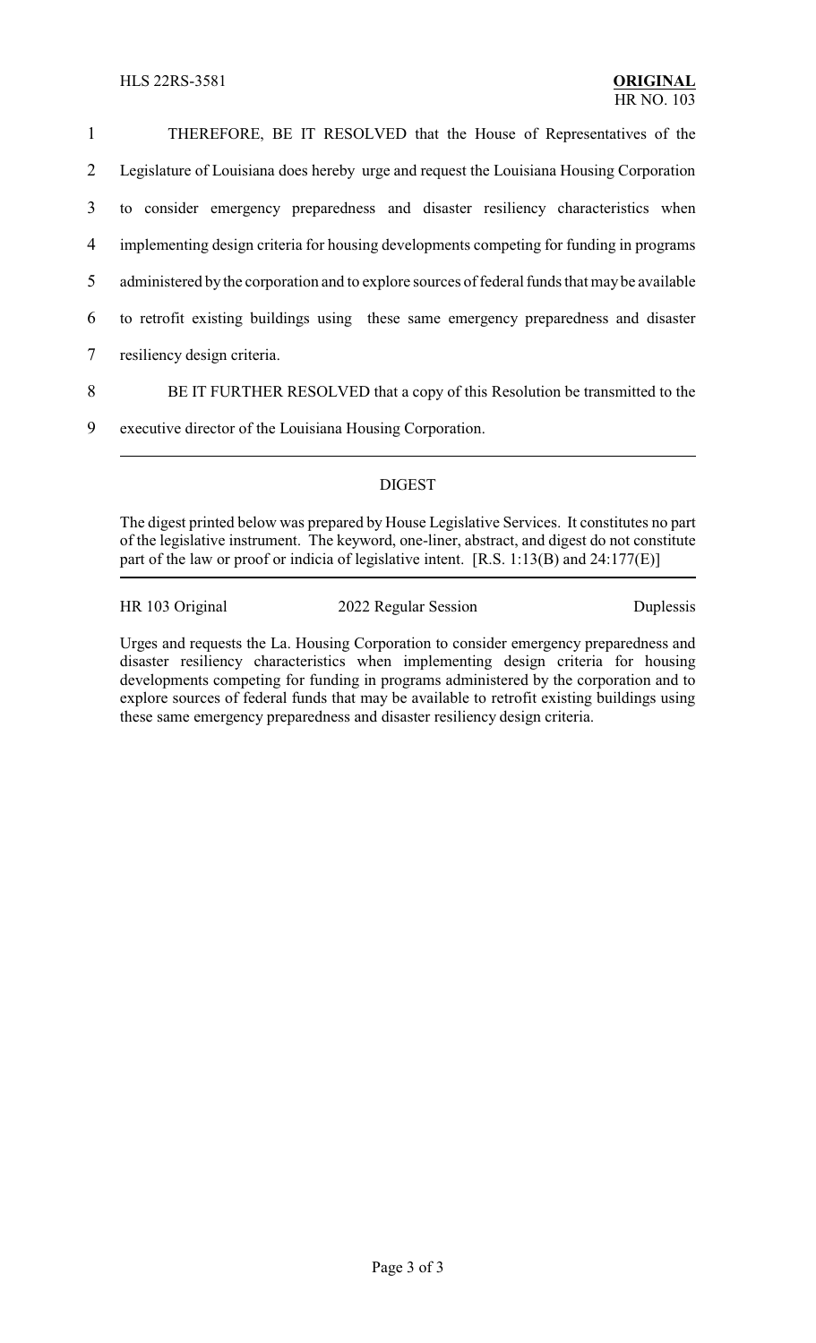THEREFORE, BE IT RESOLVED that the House of Representatives of the Legislature of Louisiana does hereby urge and request the Louisiana Housing Corporation to consider emergency preparedness and disaster resiliency characteristics when implementing design criteria for housing developments competing for funding in programs administered by the corporation and to explore sources of federal funds that may be available to retrofit existing buildings using these same emergency preparedness and disaster resiliency design criteria.

BE IT FURTHER RESOLVED that a copy of this Resolution be transmitted to the executive director of the Louisiana Housing Corporation.

## DIGEST

The digest printed below was prepared by House Legislative Services. It constitutes no part of the legislative instrument. The keyword, one-liner, abstract, and digest do not constitute part of the law or proof or indicia of legislative intent. [R.S. 1:13(B) and 24:177(E)]

HR 103 Original — 2022 Regular Session — Duplessis

Urges and requests the La. Housing Corporation to consider emergency preparedness and disaster resiliency characteristics when implementing design criteria for housing developments competing for funding in programs administered by the corporation and to explore sources of federal funds that may be available to retrofit existing buildings using these same emergency preparedness and disaster resiliency design criteria.